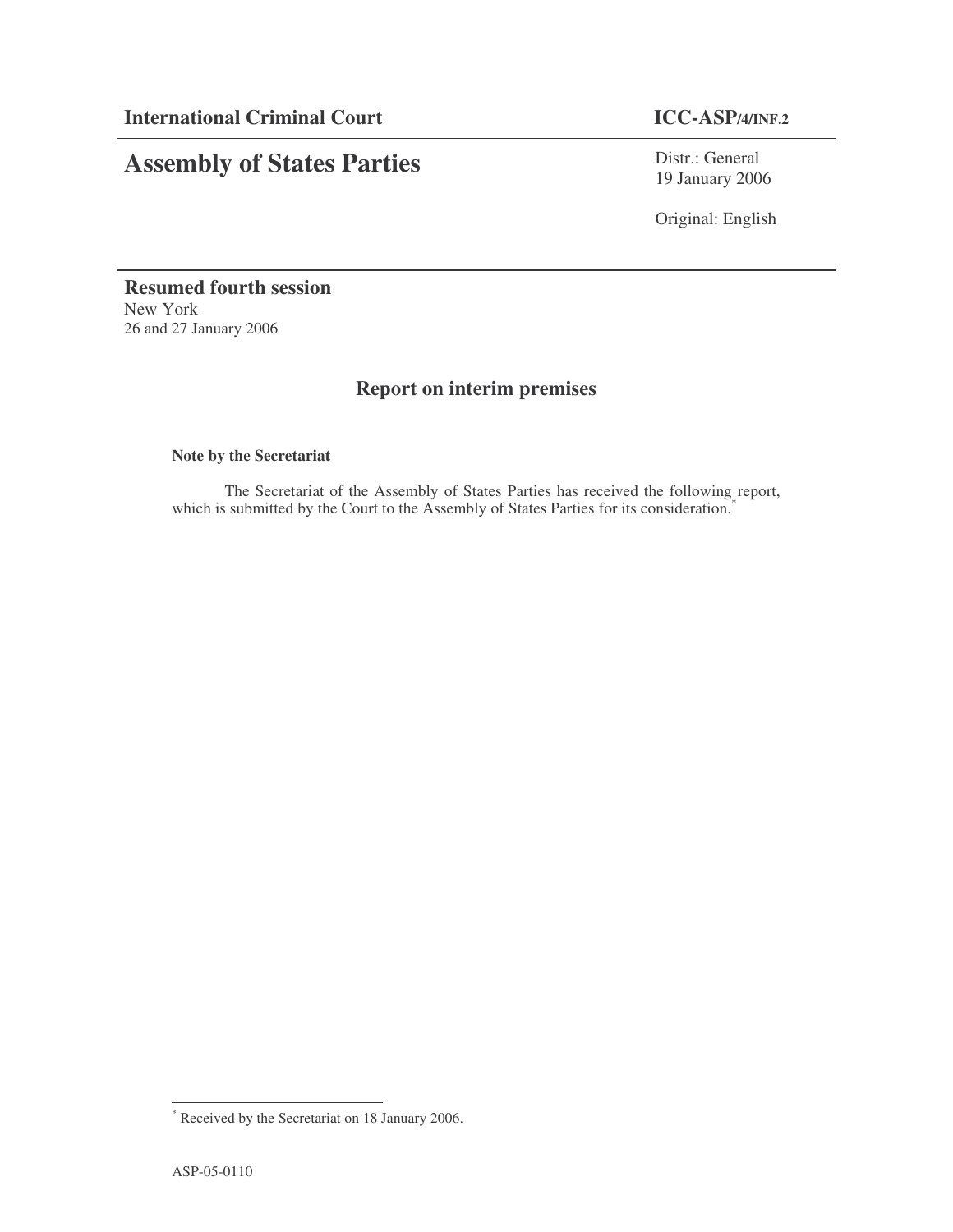**International Criminal Court** **ICC-ASP/4/INF.2**

# Assembly of States Parties

Distr.: General
19 January 2006

Original: English

**Resumed fourth session**
New York
26 and 27 January 2006

## Report on interim premises

**Note by the Secretariat**

The Secretariat of the Assembly of States Parties has received the following report, which is submitted by the Court to the Assembly of States Parties for its consideration.*

---

\* Received by the Secretariat on 18 January 2006.

ASP-05-0110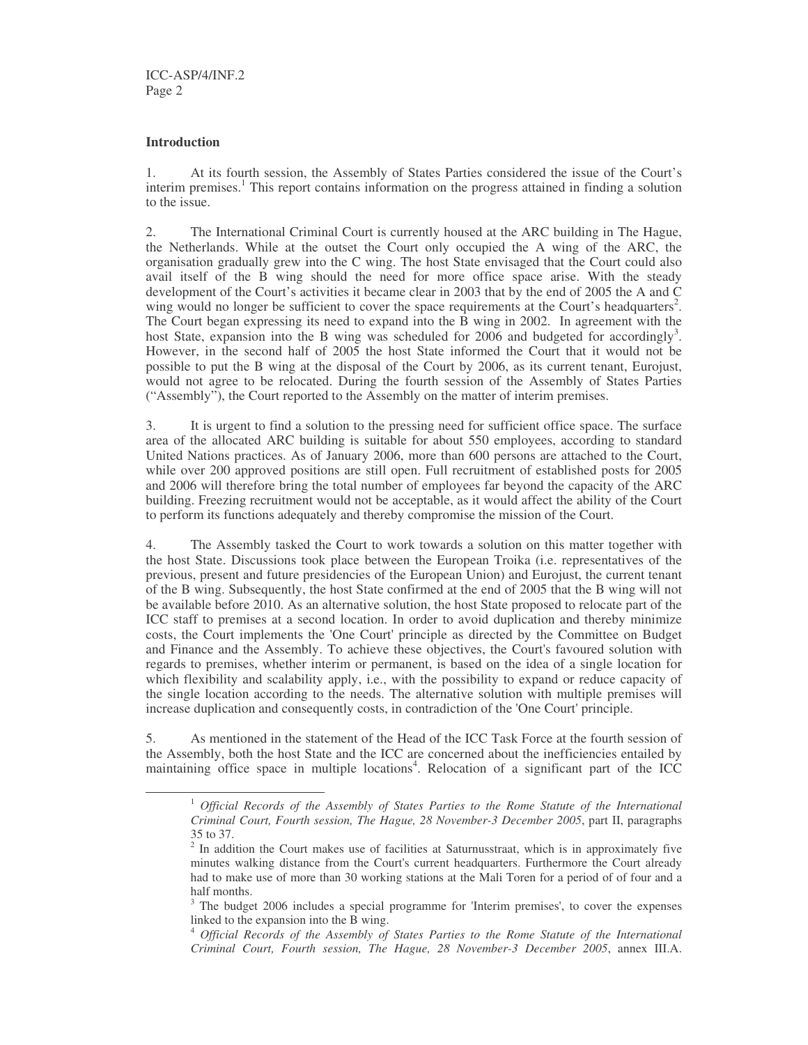**Introduction**

1. At its fourth session, the Assembly of States Parties considered the issue of the Court's interim premises.[1] This report contains information on the progress attained in finding a solution to the issue.

2. The International Criminal Court is currently housed at the ARC building in The Hague, the Netherlands. While at the outset the Court only occupied the A wing of the ARC, the organisation gradually grew into the C wing. The host State envisaged that the Court could also avail itself of the B wing should the need for more office space arise. With the steady development of the Court's activities it became clear in 2003 that by the end of 2005 the A and C wing would no longer be sufficient to cover the space requirements at the Court's headquarters[2]. The Court began expressing its need to expand into the B wing in 2002. In agreement with the host State, expansion into the B wing was scheduled for 2006 and budgeted for accordingly[3]. However, in the second half of 2005 the host State informed the Court that it would not be possible to put the B wing at the disposal of the Court by 2006, as its current tenant, Eurojust, would not agree to be relocated. During the fourth session of the Assembly of States Parties ("Assembly"), the Court reported to the Assembly on the matter of interim premises.

3. It is urgent to find a solution to the pressing need for sufficient office space. The surface area of the allocated ARC building is suitable for about 550 employees, according to standard United Nations practices. As of January 2006, more than 600 persons are attached to the Court, while over 200 approved positions are still open. Full recruitment of established posts for 2005 and 2006 will therefore bring the total number of employees far beyond the capacity of the ARC building. Freezing recruitment would not be acceptable, as it would affect the ability of the Court to perform its functions adequately and thereby compromise the mission of the Court.

4. The Assembly tasked the Court to work towards a solution on this matter together with the host State. Discussions took place between the European Troika (i.e. representatives of the previous, present and future presidencies of the European Union) and Eurojust, the current tenant of the B wing. Subsequently, the host State confirmed at the end of 2005 that the B wing will not be available before 2010. As an alternative solution, the host State proposed to relocate part of the ICC staff to premises at a second location. In order to avoid duplication and thereby minimize costs, the Court implements the 'One Court' principle as directed by the Committee on Budget and Finance and the Assembly. To achieve these objectives, the Court's favoured solution with regards to premises, whether interim or permanent, is based on the idea of a single location for which flexibility and scalability apply, i.e., with the possibility to expand or reduce capacity of the single location according to the needs. The alternative solution with multiple premises will increase duplication and consequently costs, in contradiction of the 'One Court' principle.

5. As mentioned in the statement of the Head of the ICC Task Force at the fourth session of the Assembly, both the host State and the ICC are concerned about the inefficiencies entailed by maintaining office space in multiple locations[4]. Relocation of a significant part of the ICC

---

[1] *Official Records of the Assembly of States Parties to the Rome Statute of the International Criminal Court, Fourth session, The Hague, 28 November-3 December 2005*, part II, paragraphs 35 to 37.

[2] In addition the Court makes use of facilities at Saturnusstraat, which is in approximately five minutes walking distance from the Court's current headquarters. Furthermore the Court already had to make use of more than 30 working stations at the Mali Toren for a period of of four and a half months.

[3] The budget 2006 includes a special programme for 'Interim premises', to cover the expenses linked to the expansion into the B wing.

[4] *Official Records of the Assembly of States Parties to the Rome Statute of the International Criminal Court, Fourth session, The Hague, 28 November-3 December 2005*, annex III.A.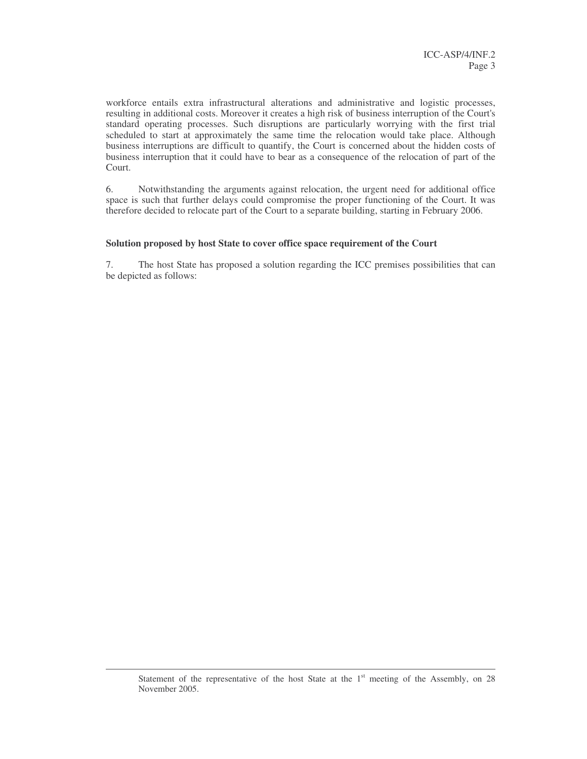workforce entails extra infrastructural alterations and administrative and logistic processes, resulting in additional costs. Moreover it creates a high risk of business interruption of the Court's standard operating processes. Such disruptions are particularly worrying with the first trial scheduled to start at approximately the same time the relocation would take place. Although business interruptions are difficult to quantify, the Court is concerned about the hidden costs of business interruption that it could have to bear as a consequence of the relocation of part of the Court.

6. Notwithstanding the arguments against relocation, the urgent need for additional office space is such that further delays could compromise the proper functioning of the Court. It was therefore decided to relocate part of the Court to a separate building, starting in February 2006.

**Solution proposed by host State to cover office space requirement of the Court**

7. The host State has proposed a solution regarding the ICC premises possibilities that can be depicted as follows:

---

Statement of the representative of the host State at the 1st meeting of the Assembly, on 28 November 2005.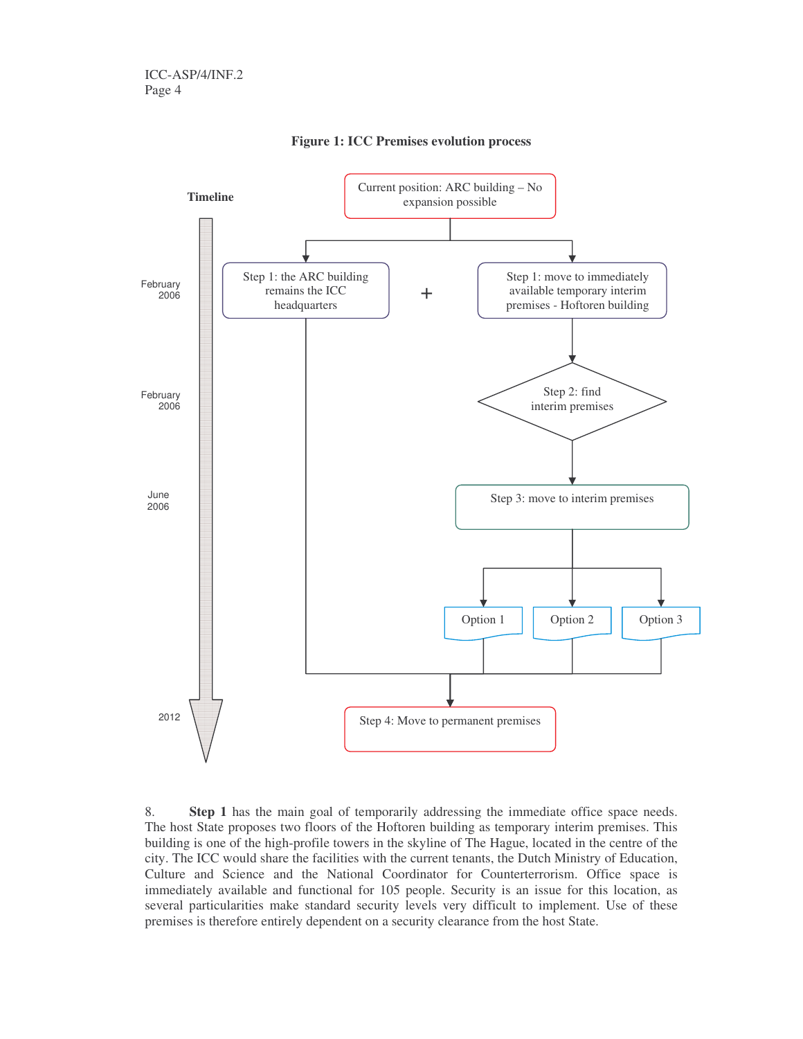**Figure 1: ICC Premises evolution process**

**Timeline**

February 2006

February 2006

June 2006

2012

Current position: ARC building – No expansion possible

Step 1: the ARC building remains the ICC headquarters

+

Step 1: move to immediately available temporary interim premises - Hoftoren building

Step 2: find interim premises

Step 3: move to interim premises

Option 1

Option 2

Option 3

Step 4: Move to permanent premises

8. **Step 1** has the main goal of temporarily addressing the immediate office space needs. The host State proposes two floors of the Hoftoren building as temporary interim premises. This building is one of the high-profile towers in the skyline of The Hague, located in the centre of the city. The ICC would share the facilities with the current tenants, the Dutch Ministry of Education, Culture and Science and the National Coordinator for Counterterrorism. Office space is immediately available and functional for 105 people. Security is an issue for this location, as several particularities make standard security levels very difficult to implement. Use of these premises is therefore entirely dependent on a security clearance from the host State.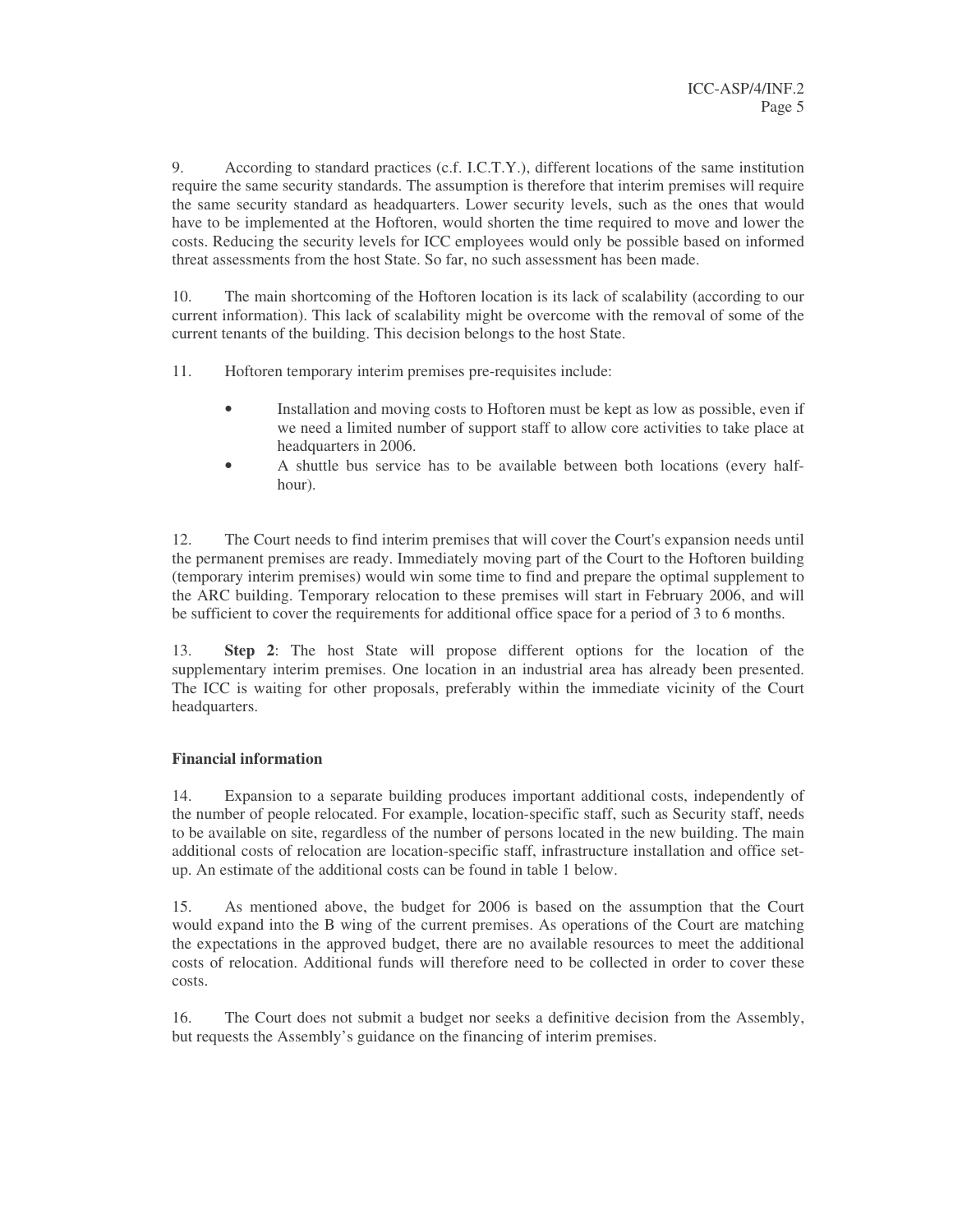9. According to standard practices (c.f. I.C.T.Y.), different locations of the same institution require the same security standards. The assumption is therefore that interim premises will require the same security standard as headquarters. Lower security levels, such as the ones that would have to be implemented at the Hoftoren, would shorten the time required to move and lower the costs. Reducing the security levels for ICC employees would only be possible based on informed threat assessments from the host State. So far, no such assessment has been made.

10. The main shortcoming of the Hoftoren location is its lack of scalability (according to our current information). This lack of scalability might be overcome with the removal of some of the current tenants of the building. This decision belongs to the host State.

11. Hoftoren temporary interim premises pre-requisites include:

- Installation and moving costs to Hoftoren must be kept as low as possible, even if we need a limited number of support staff to allow core activities to take place at headquarters in 2006.
- A shuttle bus service has to be available between both locations (every half-hour).

12. The Court needs to find interim premises that will cover the Court's expansion needs until the permanent premises are ready. Immediately moving part of the Court to the Hoftoren building (temporary interim premises) would win some time to find and prepare the optimal supplement to the ARC building. Temporary relocation to these premises will start in February 2006, and will be sufficient to cover the requirements for additional office space for a period of 3 to 6 months.

13. **Step 2**: The host State will propose different options for the location of the supplementary interim premises. One location in an industrial area has already been presented. The ICC is waiting for other proposals, preferably within the immediate vicinity of the Court headquarters.

**Financial information**

14. Expansion to a separate building produces important additional costs, independently of the number of people relocated. For example, location-specific staff, such as Security staff, needs to be available on site, regardless of the number of persons located in the new building. The main additional costs of relocation are location-specific staff, infrastructure installation and office set-up. An estimate of the additional costs can be found in table 1 below.

15. As mentioned above, the budget for 2006 is based on the assumption that the Court would expand into the B wing of the current premises. As operations of the Court are matching the expectations in the approved budget, there are no available resources to meet the additional costs of relocation. Additional funds will therefore need to be collected in order to cover these costs.

16. The Court does not submit a budget nor seeks a definitive decision from the Assembly, but requests the Assembly's guidance on the financing of interim premises.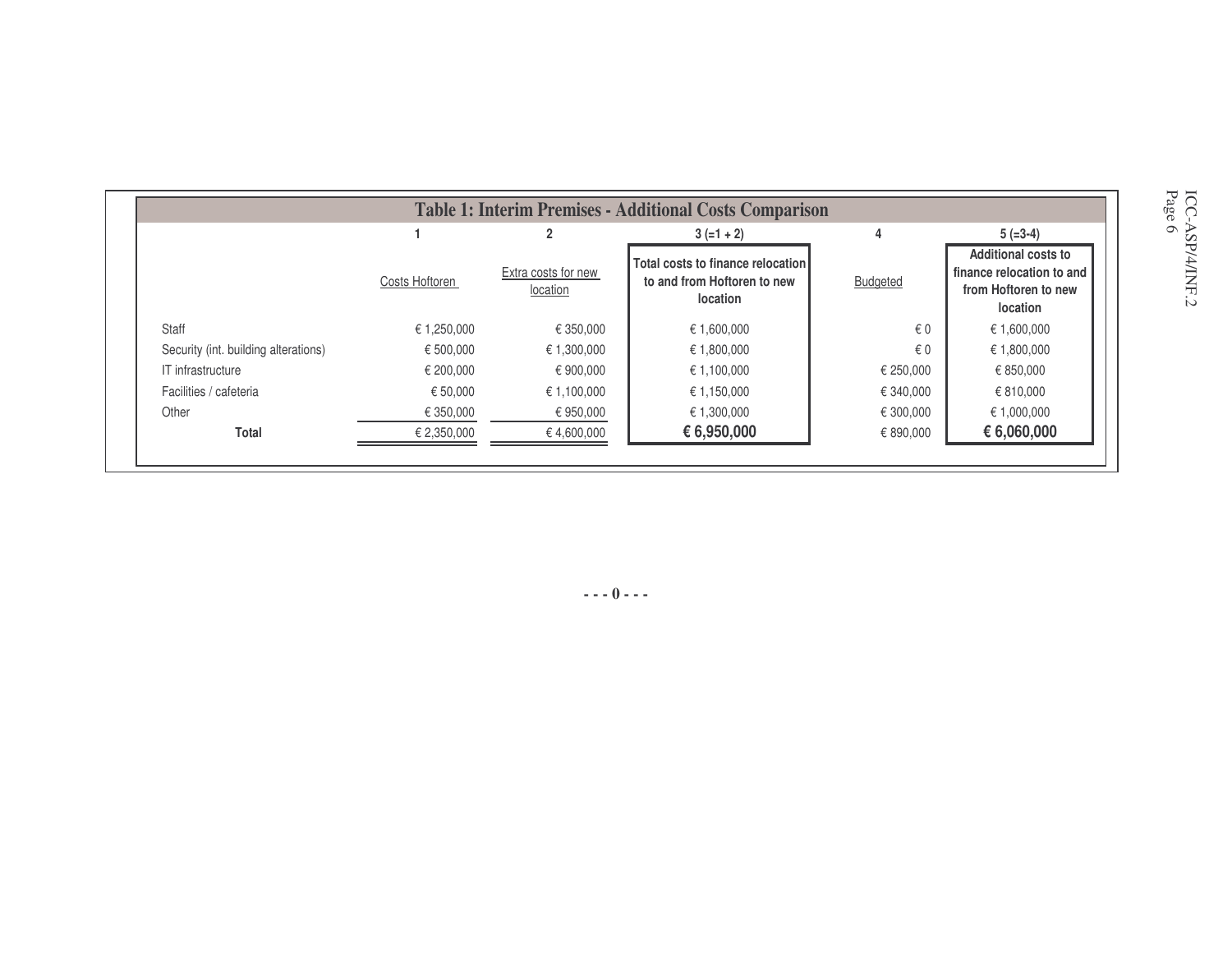## Table 1: Interim Premises - Additional Costs Comparison

| | 1 | 2 | 3 (=1 + 2) | 4 | 5 (=3-4) |
|---|---|---|---|---|---|
| | Costs Hoftoren | Extra costs for new location | **Total costs to finance relocation to and from Hoftoren to new location** | Budgeted | **Additional costs to finance relocation to and from Hoftoren to new location** |
| Staff | € 1,250,000 | € 350,000 | € 1,600,000 | € 0 | € 1,600,000 |
| Security (int. building alterations) | € 500,000 | € 1,300,000 | € 1,800,000 | € 0 | € 1,800,000 |
| IT infrastructure | € 200,000 | € 900,000 | € 1,100,000 | € 250,000 | € 850,000 |
| Facilities / cafeteria | € 50,000 | € 1,100,000 | € 1,150,000 | € 340,000 | € 810,000 |
| Other | € 350,000 | € 950,000 | € 1,300,000 | € 300,000 | € 1,000,000 |
| **Total** | € 2,350,000 | € 4,600,000 | **€ 6,950,000** | € 890,000 | **€ 6,060,000** |

- - - 0 - - -